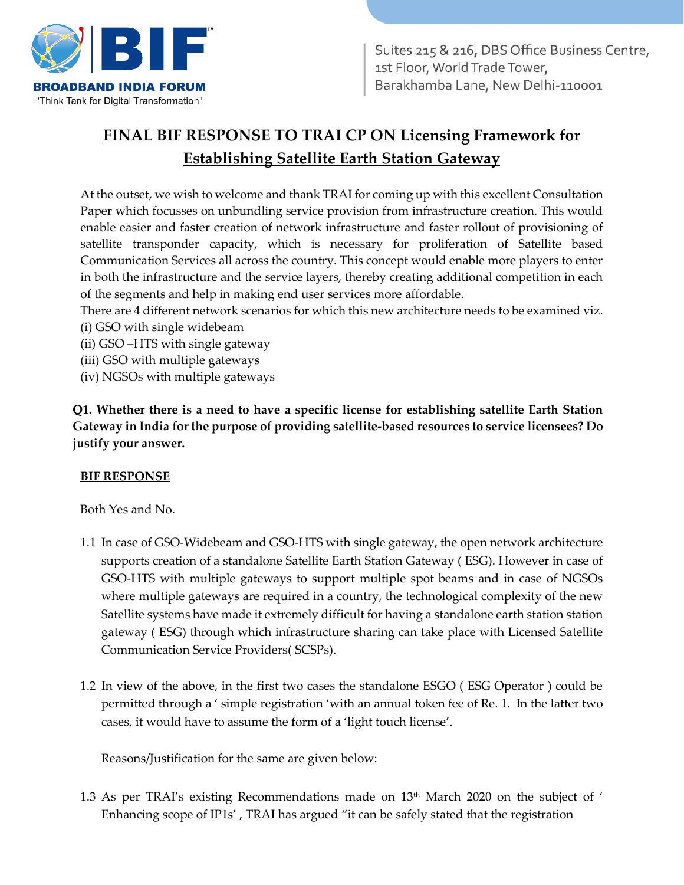BROADBAND INDIA FORUM
"Think Tank for Digital Transformation"

Suites 215 & 216, DBS Office Business Centre,
1st Floor, World Trade Tower,
Barakhamba Lane, New Delhi-110001

# FINAL BIF RESPONSE TO TRAI CP ON Licensing Framework for Establishing Satellite Earth Station Gateway

At the outset, we wish to welcome and thank TRAI for coming up with this excellent Consultation Paper which focusses on unbundling service provision from infrastructure creation. This would enable easier and faster creation of network infrastructure and faster rollout of provisioning of satellite transponder capacity, which is necessary for proliferation of Satellite based Communication Services all across the country. This concept would enable more players to enter in both the infrastructure and the service layers, thereby creating additional competition in each of the segments and help in making end user services more affordable.

There are 4 different network scenarios for which this new architecture needs to be examined viz.

(i) GSO with single widebeam
(ii) GSO –HTS with single gateway
(iii) GSO with multiple gateways
(iv) NGSOs with multiple gateways

**Q1. Whether there is a need to have a specific license for establishing satellite Earth Station Gateway in India for the purpose of providing satellite-based resources to service licensees? Do justify your answer.**

**BIF RESPONSE**

Both Yes and No.

1.1 In case of GSO-Widebeam and GSO-HTS with single gateway, the open network architecture supports creation of a standalone Satellite Earth Station Gateway ( ESG). However in case of GSO-HTS with multiple gateways to support multiple spot beams and in case of NGSOs where multiple gateways are required in a country, the technological complexity of the new Satellite systems have made it extremely difficult for having a standalone earth station station gateway ( ESG) through which infrastructure sharing can take place with Licensed Satellite Communication Service Providers( SCSPs).

1.2 In view of the above, in the first two cases the standalone ESGO ( ESG Operator ) could be permitted through a ' simple registration 'with an annual token fee of Re. 1. In the latter two cases, it would have to assume the form of a 'light touch license'.

Reasons/Justification for the same are given below:

1.3 As per TRAI's existing Recommendations made on 13th March 2020 on the subject of ' Enhancing scope of IP1s' , TRAI has argued "it can be safely stated that the registration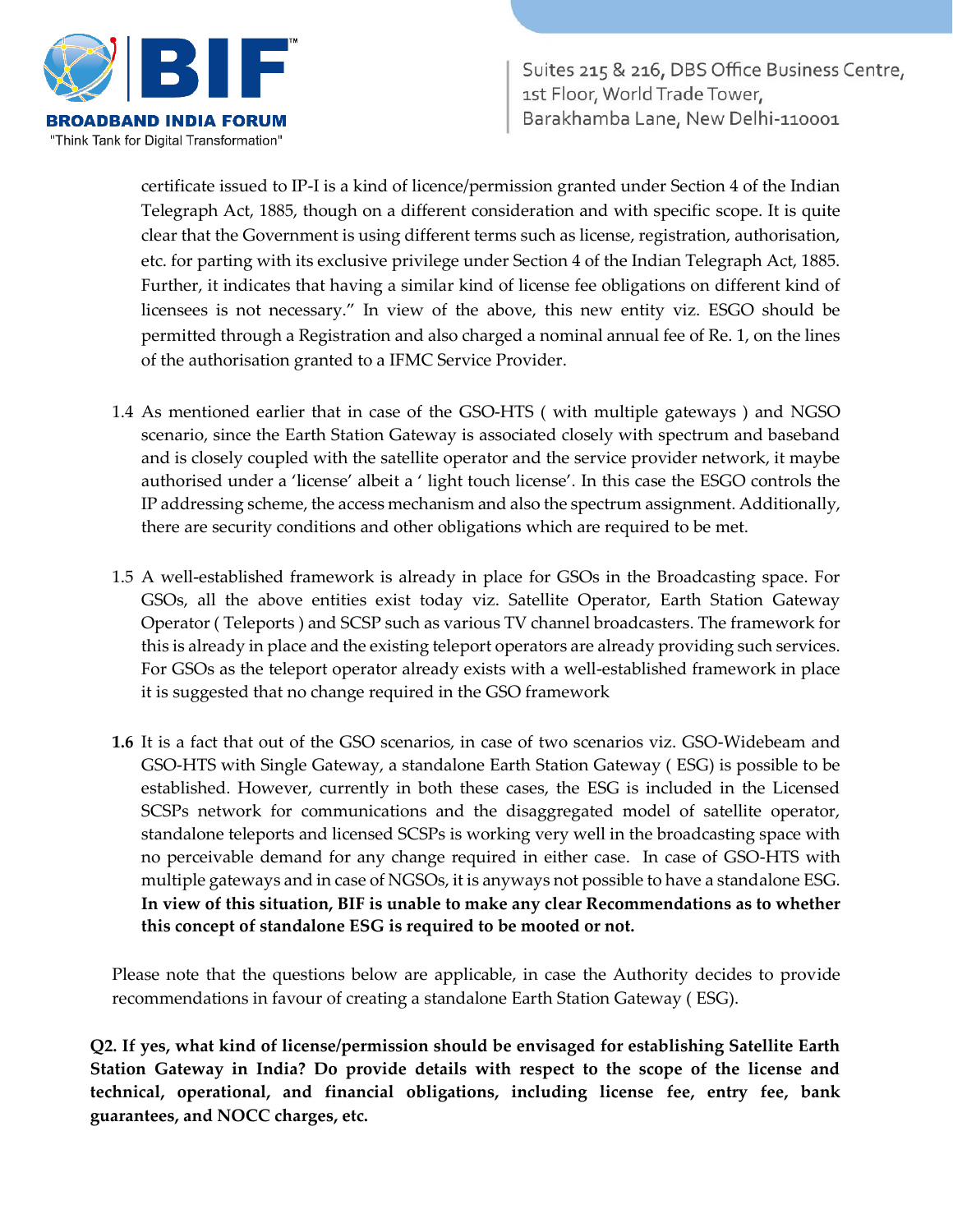certificate issued to IP-I is a kind of licence/permission granted under Section 4 of the Indian Telegraph Act, 1885, though on a different consideration and with specific scope. It is quite clear that the Government is using different terms such as license, registration, authorisation, etc. for parting with its exclusive privilege under Section 4 of the Indian Telegraph Act, 1885. Further, it indicates that having a similar kind of license fee obligations on different kind of licensees is not necessary." In view of the above, this new entity viz. ESGO should be permitted through a Registration and also charged a nominal annual fee of Re. 1, on the lines of the authorisation granted to a IFMC Service Provider.

1.4 As mentioned earlier that in case of the GSO-HTS ( with multiple gateways ) and NGSO scenario, since the Earth Station Gateway is associated closely with spectrum and baseband and is closely coupled with the satellite operator and the service provider network, it maybe authorised under a 'license' albeit a ' light touch license'. In this case the ESGO controls the IP addressing scheme, the access mechanism and also the spectrum assignment. Additionally, there are security conditions and other obligations which are required to be met.

1.5 A well-established framework is already in place for GSOs in the Broadcasting space. For GSOs, all the above entities exist today viz. Satellite Operator, Earth Station Gateway Operator ( Teleports ) and SCSP such as various TV channel broadcasters. The framework for this is already in place and the existing teleport operators are already providing such services. For GSOs as the teleport operator already exists with a well-established framework in place it is suggested that no change required in the GSO framework

**1.6** It is a fact that out of the GSO scenarios, in case of two scenarios viz. GSO-Widebeam and GSO-HTS with Single Gateway, a standalone Earth Station Gateway ( ESG) is possible to be established. However, currently in both these cases, the ESG is included in the Licensed SCSPs network for communications and the disaggregated model of satellite operator, standalone teleports and licensed SCSPs is working very well in the broadcasting space with no perceivable demand for any change required in either case. In case of GSO-HTS with multiple gateways and in case of NGSOs, it is anyways not possible to have a standalone ESG. **In view of this situation, BIF is unable to make any clear Recommendations as to whether this concept of standalone ESG is required to be mooted or not.**

Please note that the questions below are applicable, in case the Authority decides to provide recommendations in favour of creating a standalone Earth Station Gateway ( ESG).

**Q2. If yes, what kind of license/permission should be envisaged for establishing Satellite Earth Station Gateway in India? Do provide details with respect to the scope of the license and technical, operational, and financial obligations, including license fee, entry fee, bank guarantees, and NOCC charges, etc.**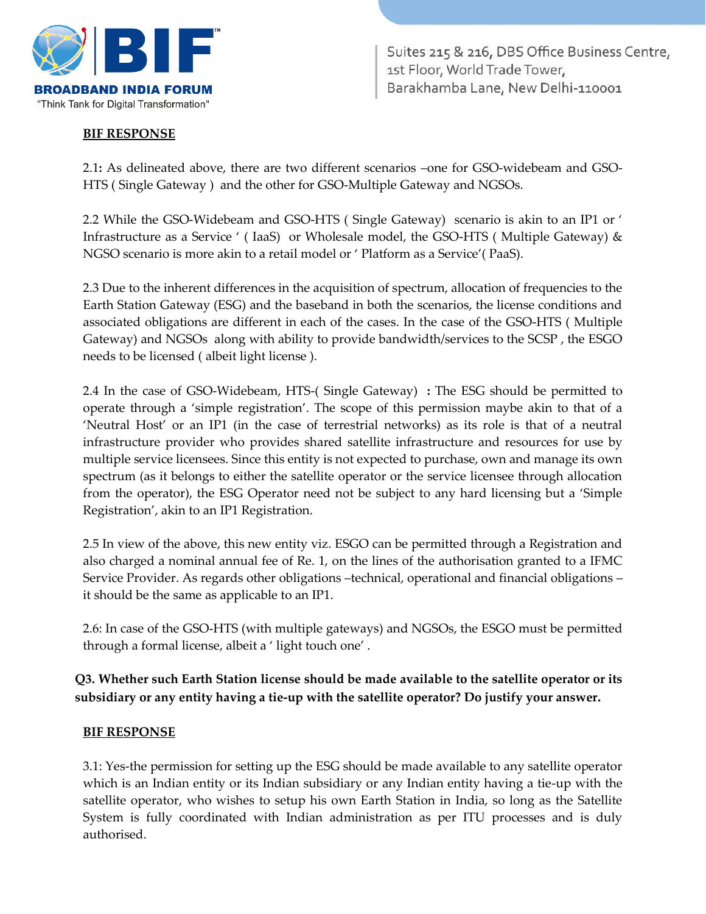**BIF RESPONSE**

2.1**:** As delineated above, there are two different scenarios –one for GSO-widebeam and GSO-HTS ( Single Gateway ) and the other for GSO-Multiple Gateway and NGSOs.

2.2 While the GSO-Widebeam and GSO-HTS ( Single Gateway) scenario is akin to an IP1 or ' Infrastructure as a Service ' ( IaaS) or Wholesale model, the GSO-HTS ( Multiple Gateway) & NGSO scenario is more akin to a retail model or ' Platform as a Service'( PaaS).

2.3 Due to the inherent differences in the acquisition of spectrum, allocation of frequencies to the Earth Station Gateway (ESG) and the baseband in both the scenarios, the license conditions and associated obligations are different in each of the cases. In the case of the GSO-HTS ( Multiple Gateway) and NGSOs along with ability to provide bandwidth/services to the SCSP , the ESGO needs to be licensed ( albeit light license ).

2.4 In the case of GSO-Widebeam, HTS-( Single Gateway) **:** The ESG should be permitted to operate through a 'simple registration'. The scope of this permission maybe akin to that of a 'Neutral Host' or an IP1 (in the case of terrestrial networks) as its role is that of a neutral infrastructure provider who provides shared satellite infrastructure and resources for use by multiple service licensees. Since this entity is not expected to purchase, own and manage its own spectrum (as it belongs to either the satellite operator or the service licensee through allocation from the operator), the ESG Operator need not be subject to any hard licensing but a 'Simple Registration', akin to an IP1 Registration.

2.5 In view of the above, this new entity viz. ESGO can be permitted through a Registration and also charged a nominal annual fee of Re. 1, on the lines of the authorisation granted to a IFMC Service Provider. As regards other obligations –technical, operational and financial obligations – it should be the same as applicable to an IP1.

2.6: In case of the GSO-HTS (with multiple gateways) and NGSOs, the ESGO must be permitted through a formal license, albeit a ' light touch one' .

**Q3. Whether such Earth Station license should be made available to the satellite operator or its subsidiary or any entity having a tie-up with the satellite operator? Do justify your answer.**

**BIF RESPONSE**

3.1: Yes-the permission for setting up the ESG should be made available to any satellite operator which is an Indian entity or its Indian subsidiary or any Indian entity having a tie-up with the satellite operator, who wishes to setup his own Earth Station in India, so long as the Satellite System is fully coordinated with Indian administration as per ITU processes and is duly authorised.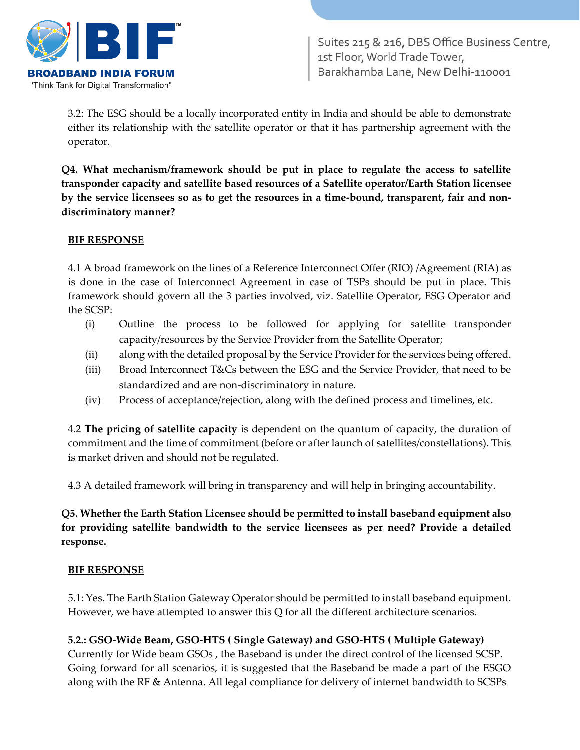3.2: The ESG should be a locally incorporated entity in India and should be able to demonstrate either its relationship with the satellite operator or that it has partnership agreement with the operator.

**Q4. What mechanism/framework should be put in place to regulate the access to satellite transponder capacity and satellite based resources of a Satellite operator/Earth Station licensee by the service licensees so as to get the resources in a time-bound, transparent, fair and non-discriminatory manner?**

**BIF RESPONSE**

4.1 A broad framework on the lines of a Reference Interconnect Offer (RIO) /Agreement (RIA) as is done in the case of Interconnect Agreement in case of TSPs should be put in place. This framework should govern all the 3 parties involved, viz. Satellite Operator, ESG Operator and the SCSP:

(i) Outline the process to be followed for applying for satellite transponder capacity/resources by the Service Provider from the Satellite Operator;
(ii) along with the detailed proposal by the Service Provider for the services being offered.
(iii) Broad Interconnect T&Cs between the ESG and the Service Provider, that need to be standardized and are non-discriminatory in nature.
(iv) Process of acceptance/rejection, along with the defined process and timelines, etc.

4.2 **The pricing of satellite capacity** is dependent on the quantum of capacity, the duration of commitment and the time of commitment (before or after launch of satellites/constellations). This is market driven and should not be regulated.

4.3 A detailed framework will bring in transparency and will help in bringing accountability.

**Q5. Whether the Earth Station Licensee should be permitted to install baseband equipment also for providing satellite bandwidth to the service licensees as per need? Provide a detailed response.**

**BIF RESPONSE**

5.1: Yes. The Earth Station Gateway Operator should be permitted to install baseband equipment. However, we have attempted to answer this Q for all the different architecture scenarios.

**5.2.: GSO-Wide Beam, GSO-HTS ( Single Gateway) and GSO-HTS ( Multiple Gateway)**

Currently for Wide beam GSOs , the Baseband is under the direct control of the licensed SCSP. Going forward for all scenarios, it is suggested that the Baseband be made a part of the ESGO along with the RF & Antenna. All legal compliance for delivery of internet bandwidth to SCSPs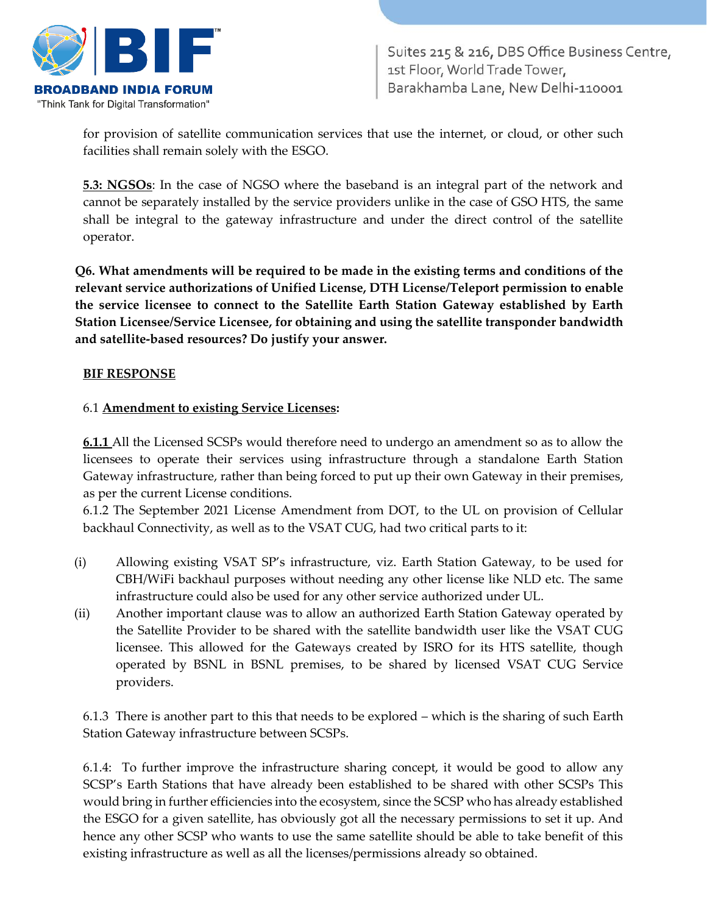for provision of satellite communication services that use the internet, or cloud, or other such facilities shall remain solely with the ESGO.

**5.3: NGSOs**: In the case of NGSO where the baseband is an integral part of the network and cannot be separately installed by the service providers unlike in the case of GSO HTS, the same shall be integral to the gateway infrastructure and under the direct control of the satellite operator.

**Q6. What amendments will be required to be made in the existing terms and conditions of the relevant service authorizations of Unified License, DTH License/Teleport permission to enable the service licensee to connect to the Satellite Earth Station Gateway established by Earth Station Licensee/Service Licensee, for obtaining and using the satellite transponder bandwidth and satellite-based resources? Do justify your answer.**

**BIF RESPONSE**

6.1 **Amendment to existing Service Licenses:**

**6.1.1** All the Licensed SCSPs would therefore need to undergo an amendment so as to allow the licensees to operate their services using infrastructure through a standalone Earth Station Gateway infrastructure, rather than being forced to put up their own Gateway in their premises, as per the current License conditions.

6.1.2 The September 2021 License Amendment from DOT, to the UL on provision of Cellular backhaul Connectivity, as well as to the VSAT CUG, had two critical parts to it:

(i) Allowing existing VSAT SP's infrastructure, viz. Earth Station Gateway, to be used for CBH/WiFi backhaul purposes without needing any other license like NLD etc. The same infrastructure could also be used for any other service authorized under UL.

(ii) Another important clause was to allow an authorized Earth Station Gateway operated by the Satellite Provider to be shared with the satellite bandwidth user like the VSAT CUG licensee. This allowed for the Gateways created by ISRO for its HTS satellite, though operated by BSNL in BSNL premises, to be shared by licensed VSAT CUG Service providers.

6.1.3 There is another part to this that needs to be explored – which is the sharing of such Earth Station Gateway infrastructure between SCSPs.

6.1.4: To further improve the infrastructure sharing concept, it would be good to allow any SCSP's Earth Stations that have already been established to be shared with other SCSPs This would bring in further efficiencies into the ecosystem, since the SCSP who has already established the ESGO for a given satellite, has obviously got all the necessary permissions to set it up. And hence any other SCSP who wants to use the same satellite should be able to take benefit of this existing infrastructure as well as all the licenses/permissions already so obtained.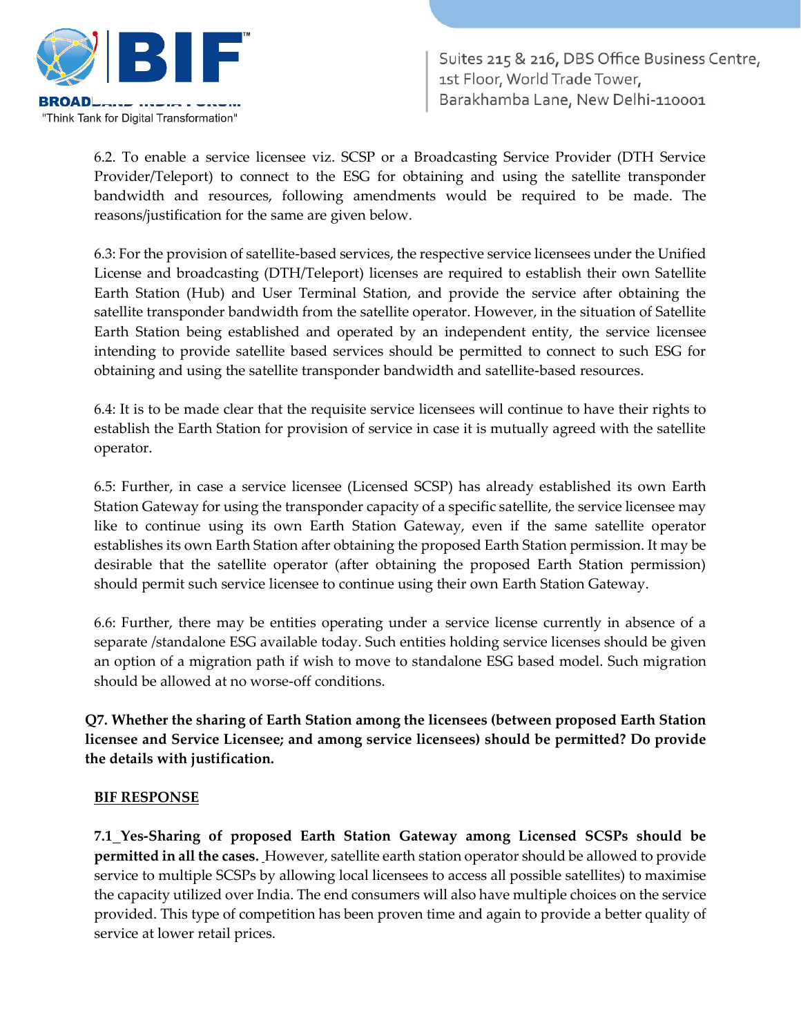6.2. To enable a service licensee viz. SCSP or a Broadcasting Service Provider (DTH Service Provider/Teleport) to connect to the ESG for obtaining and using the satellite transponder bandwidth and resources, following amendments would be required to be made. The reasons/justification for the same are given below.

6.3: For the provision of satellite-based services, the respective service licensees under the Unified License and broadcasting (DTH/Teleport) licenses are required to establish their own Satellite Earth Station (Hub) and User Terminal Station, and provide the service after obtaining the satellite transponder bandwidth from the satellite operator. However, in the situation of Satellite Earth Station being established and operated by an independent entity, the service licensee intending to provide satellite based services should be permitted to connect to such ESG for obtaining and using the satellite transponder bandwidth and satellite-based resources.

6.4: It is to be made clear that the requisite service licensees will continue to have their rights to establish the Earth Station for provision of service in case it is mutually agreed with the satellite operator.

6.5: Further, in case a service licensee (Licensed SCSP) has already established its own Earth Station Gateway for using the transponder capacity of a specific satellite, the service licensee may like to continue using its own Earth Station Gateway, even if the same satellite operator establishes its own Earth Station after obtaining the proposed Earth Station permission. It may be desirable that the satellite operator (after obtaining the proposed Earth Station permission) should permit such service licensee to continue using their own Earth Station Gateway.

6.6: Further, there may be entities operating under a service license currently in absence of a separate /standalone ESG available today. Such entities holding service licenses should be given an option of a migration path if wish to move to standalone ESG based model. Such migration should be allowed at no worse-off conditions.

**Q7. Whether the sharing of Earth Station among the licensees (between proposed Earth Station licensee and Service Licensee; and among service licensees) should be permitted? Do provide the details with justification.**

**BIF RESPONSE**

**7.1 Yes-Sharing of proposed Earth Station Gateway among Licensed SCSPs should be permitted in all the cases.** However, satellite earth station operator should be allowed to provide service to multiple SCSPs by allowing local licensees to access all possible satellites) to maximise the capacity utilized over India. The end consumers will also have multiple choices on the service provided. This type of competition has been proven time and again to provide a better quality of service at lower retail prices.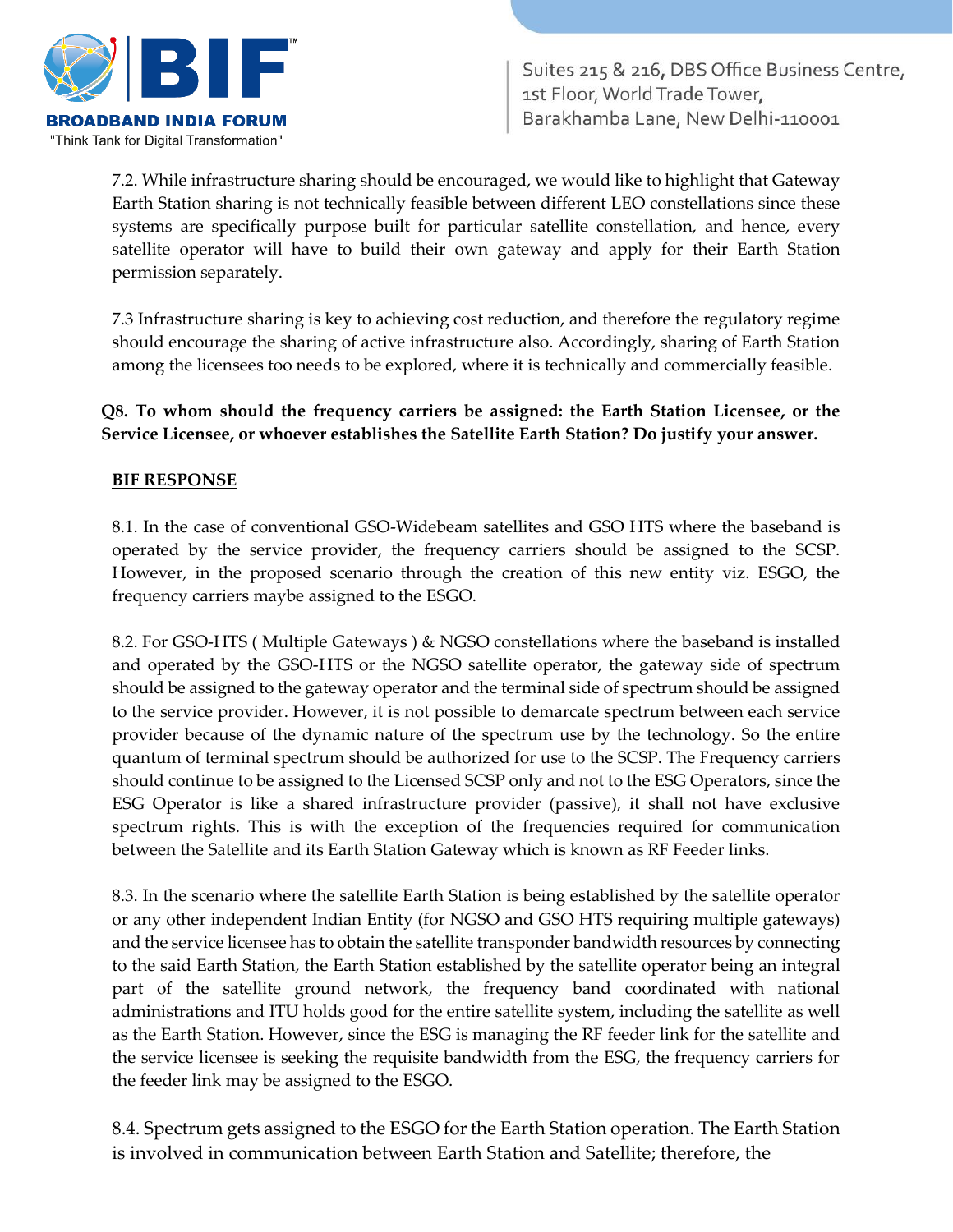7.2. While infrastructure sharing should be encouraged, we would like to highlight that Gateway Earth Station sharing is not technically feasible between different LEO constellations since these systems are specifically purpose built for particular satellite constellation, and hence, every satellite operator will have to build their own gateway and apply for their Earth Station permission separately.

7.3 Infrastructure sharing is key to achieving cost reduction, and therefore the regulatory regime should encourage the sharing of active infrastructure also. Accordingly, sharing of Earth Station among the licensees too needs to be explored, where it is technically and commercially feasible.

**Q8. To whom should the frequency carriers be assigned: the Earth Station Licensee, or the Service Licensee, or whoever establishes the Satellite Earth Station? Do justify your answer.**

**BIF RESPONSE**

8.1. In the case of conventional GSO-Widebeam satellites and GSO HTS where the baseband is operated by the service provider, the frequency carriers should be assigned to the SCSP. However, in the proposed scenario through the creation of this new entity viz. ESGO, the frequency carriers maybe assigned to the ESGO.

8.2. For GSO-HTS ( Multiple Gateways ) & NGSO constellations where the baseband is installed and operated by the GSO-HTS or the NGSO satellite operator, the gateway side of spectrum should be assigned to the gateway operator and the terminal side of spectrum should be assigned to the service provider. However, it is not possible to demarcate spectrum between each service provider because of the dynamic nature of the spectrum use by the technology. So the entire quantum of terminal spectrum should be authorized for use to the SCSP. The Frequency carriers should continue to be assigned to the Licensed SCSP only and not to the ESG Operators, since the ESG Operator is like a shared infrastructure provider (passive), it shall not have exclusive spectrum rights. This is with the exception of the frequencies required for communication between the Satellite and its Earth Station Gateway which is known as RF Feeder links.

8.3. In the scenario where the satellite Earth Station is being established by the satellite operator or any other independent Indian Entity (for NGSO and GSO HTS requiring multiple gateways) and the service licensee has to obtain the satellite transponder bandwidth resources by connecting to the said Earth Station, the Earth Station established by the satellite operator being an integral part of the satellite ground network, the frequency band coordinated with national administrations and ITU holds good for the entire satellite system, including the satellite as well as the Earth Station. However, since the ESG is managing the RF feeder link for the satellite and the service licensee is seeking the requisite bandwidth from the ESG, the frequency carriers for the feeder link may be assigned to the ESGO.

8.4. Spectrum gets assigned to the ESGO for the Earth Station operation. The Earth Station is involved in communication between Earth Station and Satellite; therefore, the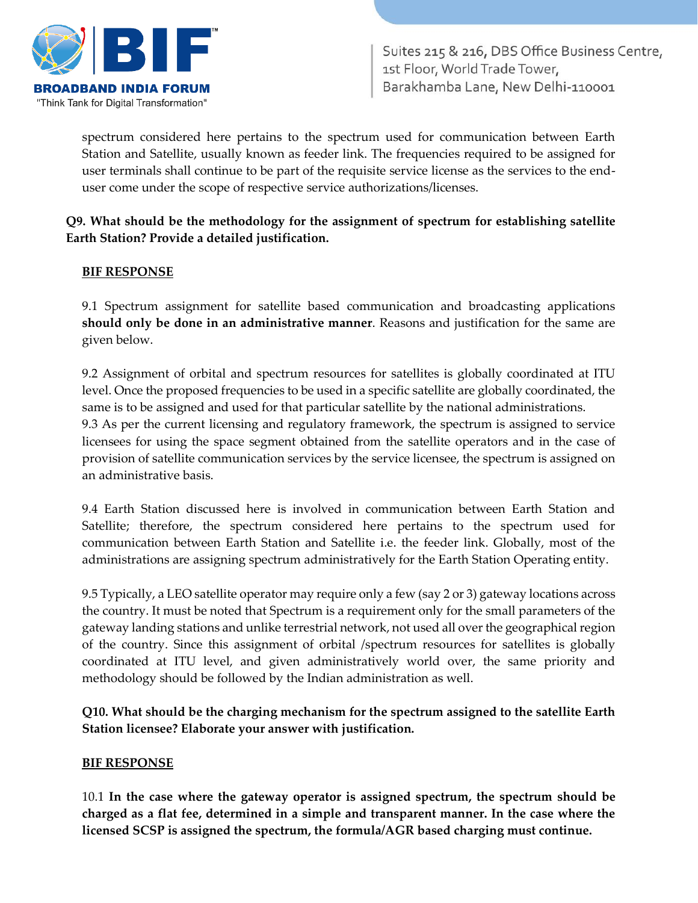spectrum considered here pertains to the spectrum used for communication between Earth Station and Satellite, usually known as feeder link. The frequencies required to be assigned for user terminals shall continue to be part of the requisite service license as the services to the end-user come under the scope of respective service authorizations/licenses.

**Q9. What should be the methodology for the assignment of spectrum for establishing satellite Earth Station? Provide a detailed justification.**

**BIF RESPONSE**

9.1 Spectrum assignment for satellite based communication and broadcasting applications **should only be done in an administrative manner**. Reasons and justification for the same are given below.

9.2 Assignment of orbital and spectrum resources for satellites is globally coordinated at ITU level. Once the proposed frequencies to be used in a specific satellite are globally coordinated, the same is to be assigned and used for that particular satellite by the national administrations.

9.3 As per the current licensing and regulatory framework, the spectrum is assigned to service licensees for using the space segment obtained from the satellite operators and in the case of provision of satellite communication services by the service licensee, the spectrum is assigned on an administrative basis.

9.4 Earth Station discussed here is involved in communication between Earth Station and Satellite; therefore, the spectrum considered here pertains to the spectrum used for communication between Earth Station and Satellite i.e. the feeder link. Globally, most of the administrations are assigning spectrum administratively for the Earth Station Operating entity.

9.5 Typically, a LEO satellite operator may require only a few (say 2 or 3) gateway locations across the country. It must be noted that Spectrum is a requirement only for the small parameters of the gateway landing stations and unlike terrestrial network, not used all over the geographical region of the country. Since this assignment of orbital /spectrum resources for satellites is globally coordinated at ITU level, and given administratively world over, the same priority and methodology should be followed by the Indian administration as well.

**Q10. What should be the charging mechanism for the spectrum assigned to the satellite Earth Station licensee? Elaborate your answer with justification.**

**BIF RESPONSE**

10.1 **In the case where the gateway operator is assigned spectrum, the spectrum should be charged as a flat fee, determined in a simple and transparent manner. In the case where the licensed SCSP is assigned the spectrum, the formula/AGR based charging must continue.**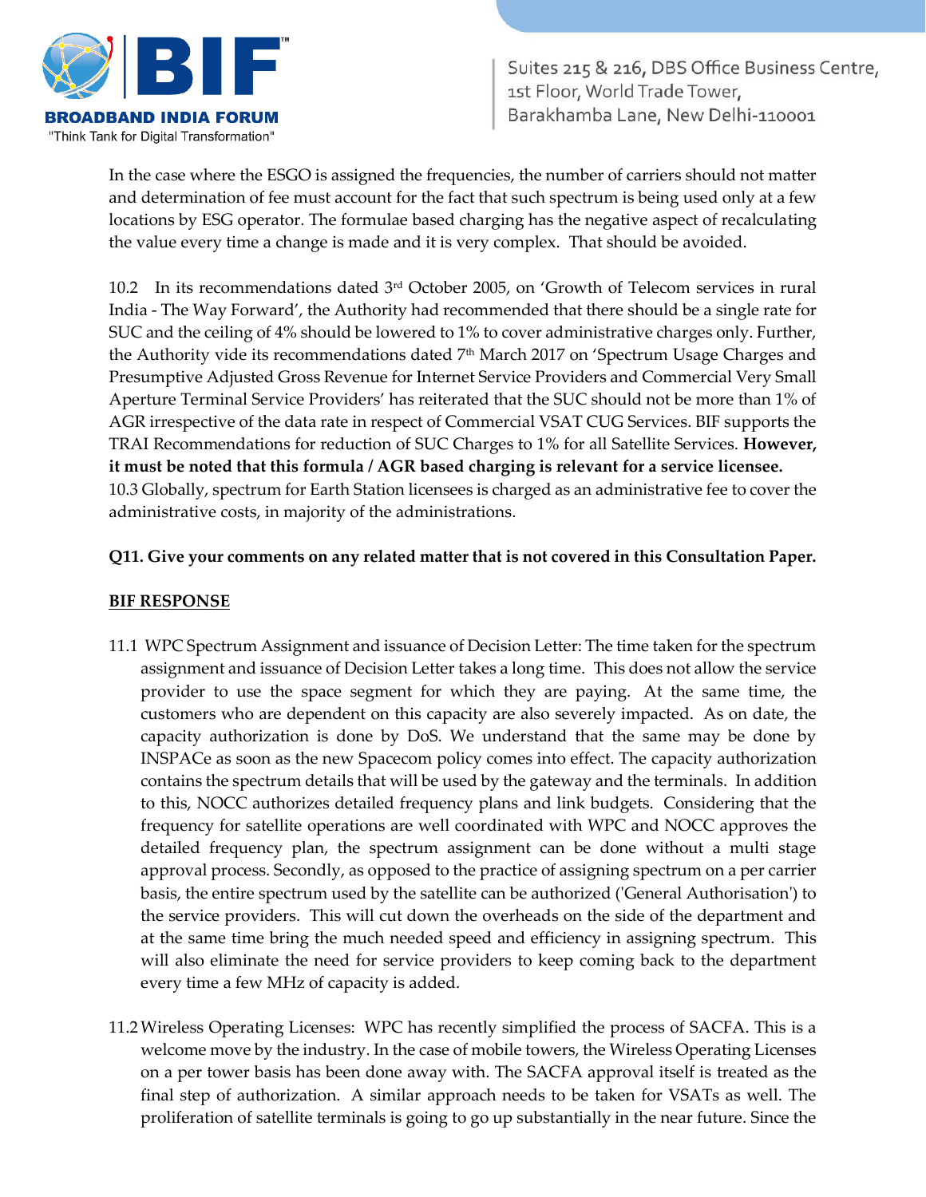In the case where the ESGO is assigned the frequencies, the number of carriers should not matter and determination of fee must account for the fact that such spectrum is being used only at a few locations by ESG operator. The formulae based charging has the negative aspect of recalculating the value every time a change is made and it is very complex. That should be avoided.

10.2 In its recommendations dated 3rd October 2005, on 'Growth of Telecom services in rural India - The Way Forward', the Authority had recommended that there should be a single rate for SUC and the ceiling of 4% should be lowered to 1% to cover administrative charges only. Further, the Authority vide its recommendations dated 7th March 2017 on 'Spectrum Usage Charges and Presumptive Adjusted Gross Revenue for Internet Service Providers and Commercial Very Small Aperture Terminal Service Providers' has reiterated that the SUC should not be more than 1% of AGR irrespective of the data rate in respect of Commercial VSAT CUG Services. BIF supports the TRAI Recommendations for reduction of SUC Charges to 1% for all Satellite Services. **However, it must be noted that this formula / AGR based charging is relevant for a service licensee.**

10.3 Globally, spectrum for Earth Station licensees is charged as an administrative fee to cover the administrative costs, in majority of the administrations.

**Q11. Give your comments on any related matter that is not covered in this Consultation Paper.**

**BIF RESPONSE**

11.1 WPC Spectrum Assignment and issuance of Decision Letter: The time taken for the spectrum assignment and issuance of Decision Letter takes a long time. This does not allow the service provider to use the space segment for which they are paying. At the same time, the customers who are dependent on this capacity are also severely impacted. As on date, the capacity authorization is done by DoS. We understand that the same may be done by INSPACe as soon as the new Spacecom policy comes into effect. The capacity authorization contains the spectrum details that will be used by the gateway and the terminals. In addition to this, NOCC authorizes detailed frequency plans and link budgets. Considering that the frequency for satellite operations are well coordinated with WPC and NOCC approves the detailed frequency plan, the spectrum assignment can be done without a multi stage approval process. Secondly, as opposed to the practice of assigning spectrum on a per carrier basis, the entire spectrum used by the satellite can be authorized ('General Authorisation') to the service providers. This will cut down the overheads on the side of the department and at the same time bring the much needed speed and efficiency in assigning spectrum. This will also eliminate the need for service providers to keep coming back to the department every time a few MHz of capacity is added.

11.2 Wireless Operating Licenses: WPC has recently simplified the process of SACFA. This is a welcome move by the industry. In the case of mobile towers, the Wireless Operating Licenses on a per tower basis has been done away with. The SACFA approval itself is treated as the final step of authorization. A similar approach needs to be taken for VSATs as well. The proliferation of satellite terminals is going to go up substantially in the near future. Since the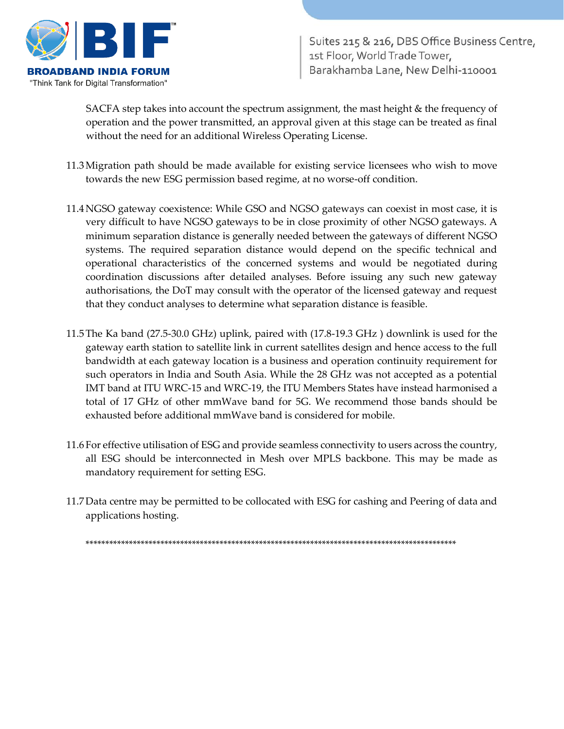SACFA step takes into account the spectrum assignment, the mast height & the frequency of operation and the power transmitted, an approval given at this stage can be treated as final without the need for an additional Wireless Operating License.

11.3 Migration path should be made available for existing service licensees who wish to move towards the new ESG permission based regime, at no worse-off condition.

11.4 NGSO gateway coexistence: While GSO and NGSO gateways can coexist in most case, it is very difficult to have NGSO gateways to be in close proximity of other NGSO gateways. A minimum separation distance is generally needed between the gateways of different NGSO systems. The required separation distance would depend on the specific technical and operational characteristics of the concerned systems and would be negotiated during coordination discussions after detailed analyses. Before issuing any such new gateway authorisations, the DoT may consult with the operator of the licensed gateway and request that they conduct analyses to determine what separation distance is feasible.

11.5 The Ka band (27.5-30.0 GHz) uplink, paired with (17.8-19.3 GHz ) downlink is used for the gateway earth station to satellite link in current satellites design and hence access to the full bandwidth at each gateway location is a business and operation continuity requirement for such operators in India and South Asia. While the 28 GHz was not accepted as a potential IMT band at ITU WRC-15 and WRC-19, the ITU Members States have instead harmonised a total of 17 GHz of other mmWave band for 5G. We recommend those bands should be exhausted before additional mmWave band is considered for mobile.

11.6 For effective utilisation of ESG and provide seamless connectivity to users across the country, all ESG should be interconnected in Mesh over MPLS backbone. This may be made as mandatory requirement for setting ESG.

11.7 Data centre may be permitted to be collocated with ESG for cashing and Peering of data and applications hosting.

*******************************************************************************************